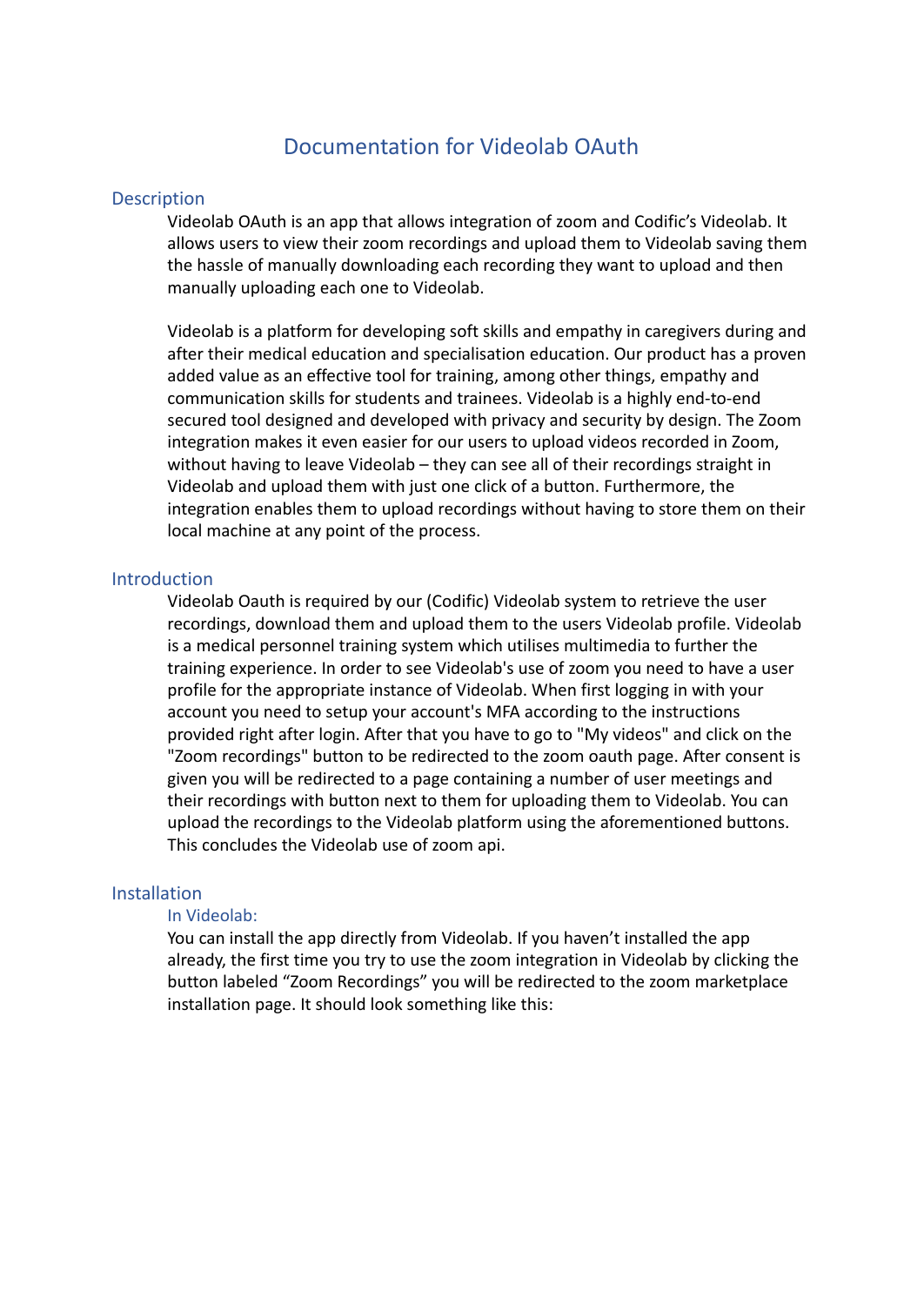# Documentation for Videolab OAuth

## Description

Videolab OAuth is an app that allows integration of zoom and Codific's Videolab. It allows users to view their zoom recordings and upload them to Videolab saving them the hassle of manually downloading each recording they want to upload and then manually uploading each one to Videolab.

Videolab is a platform for developing soft skills and empathy in caregivers during and after their medical education and specialisation education. Our product has a proven added value as an effective tool for training, among other things, empathy and communication skills for students and trainees. Videolab is a highly end-to-end secured tool designed and developed with privacy and security by design. The Zoom integration makes it even easier for our users to upload videos recorded in Zoom, without having to leave Videolab – they can see all of their recordings straight in Videolab and upload them with just one click of a button. Furthermore, the integration enables them to upload recordings without having to store them on their local machine at any point of the process.

## Introduction

Videolab Oauth is required by our (Codific) Videolab system to retrieve the user recordings, download them and upload them to the users Videolab profile. Videolab is a medical personnel training system which utilises multimedia to further the training experience. In order to see Videolab's use of zoom you need to have a user profile for the appropriate instance of Videolab. When first logging in with your account you need to setup your account's MFA according to the instructions provided right after login. After that you have to go to "My videos" and click on the "Zoom recordings" button to be redirected to the zoom oauth page. After consent is given you will be redirected to a page containing a number of user meetings and their recordings with button next to them for uploading them to Videolab. You can upload the recordings to the Videolab platform using the aforementioned buttons. This concludes the Videolab use of zoom api.

## Installation

### In Videolab:

You can install the app directly from Videolab. If you haven't installed the app already, the first time you try to use the zoom integration in Videolab by clicking the button labeled "Zoom Recordings" you will be redirected to the zoom marketplace installation page. It should look something like this: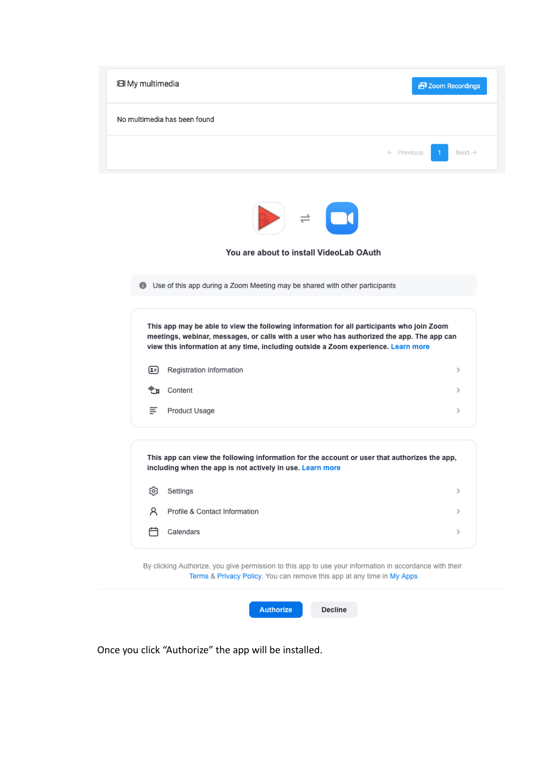My multimedia

Zoom Recordings

No multimedia has been found

← Previous 1 Next →

You are about to install VideoLab OAuth

Use of this app during a Zoom Meeting may be shared with other participants

**This app may be able to view the following information for all participants who join Zoom meetings, webinar, messages, or calls with a user who has authorized the app. The app can view this information at any time, including outside a Zoom experience.** Learn more

- Registration Information
- Content
- Product Usage

**This app can view the following information for the account or user that authorizes the app, including when the app is not actively in use.** Learn more

- Settings
- Profile & Contact Information
- Calendars

By clicking Authorize, you give permission to this app to use your information in accordance with their Terms & Privacy Policy. You can remove this app at any time in My Apps

Authorize Decline

Once you click "Authorize" the app will be installed.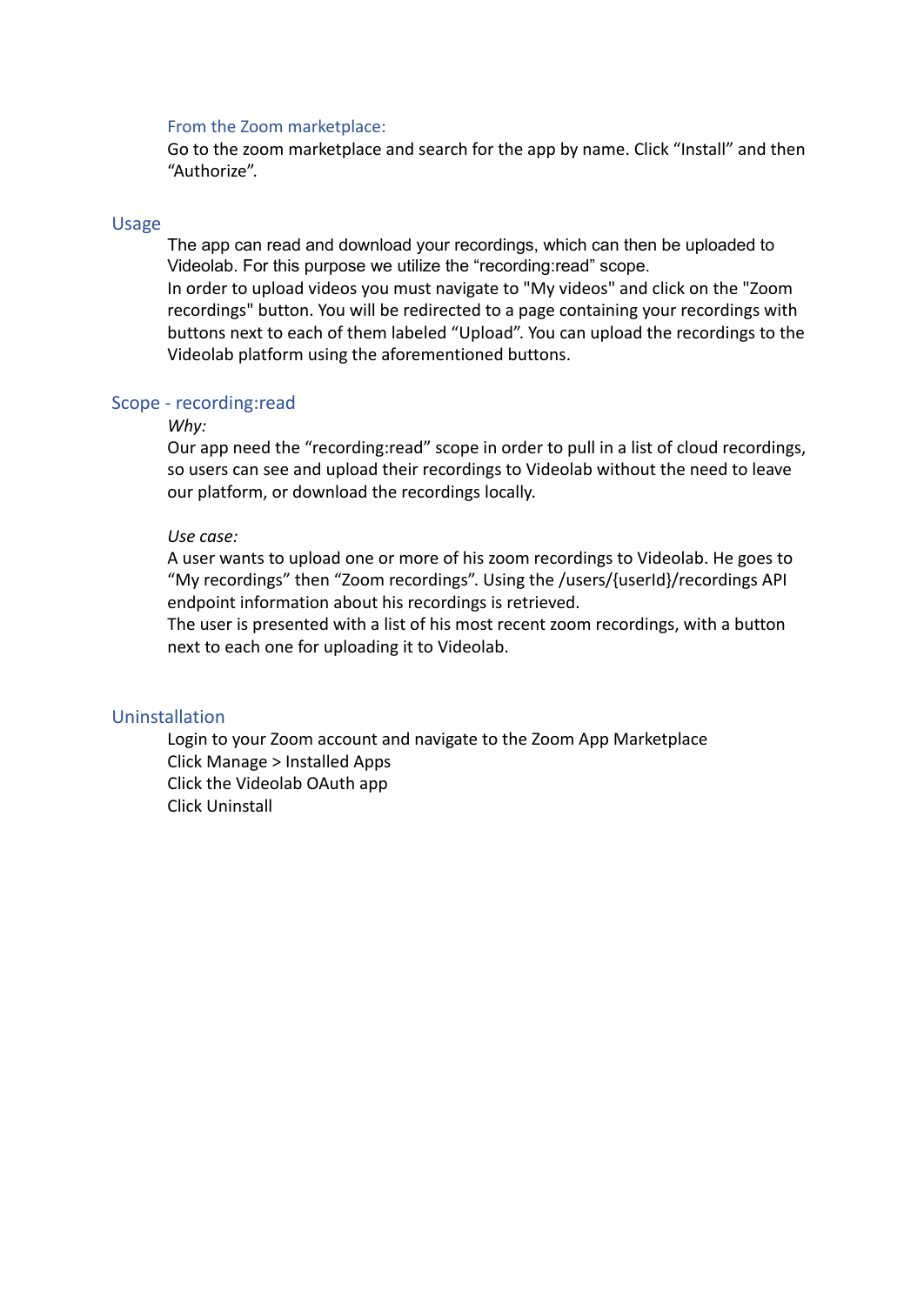### From the Zoom marketplace:

Go to the zoom marketplace and search for the app by name. Click “Install” and then “Authorize”.

## Usage

The app can read and download your recordings, which can then be uploaded to Videolab. For this purpose we utilize the “recording:read” scope.
In order to upload videos you must navigate to "My videos" and click on the "Zoom recordings" button. You will be redirected to a page containing your recordings with buttons next to each of them labeled “Upload”. You can upload the recordings to the Videolab platform using the aforementioned buttons.

## Scope - recording:read

*Why:*

Our app need the “recording:read” scope in order to pull in a list of cloud recordings, so users can see and upload their recordings to Videolab without the need to leave our platform, or download the recordings locally.

*Use case:*

A user wants to upload one or more of his zoom recordings to Videolab. He goes to “My recordings” then “Zoom recordings”. Using the /users/{userId}/recordings API endpoint information about his recordings is retrieved.
The user is presented with a list of his most recent zoom recordings, with a button next to each one for uploading it to Videolab.

## Uninstallation

Login to your Zoom account and navigate to the Zoom App Marketplace
Click Manage > Installed Apps
Click the Videolab OAuth app
Click Uninstall